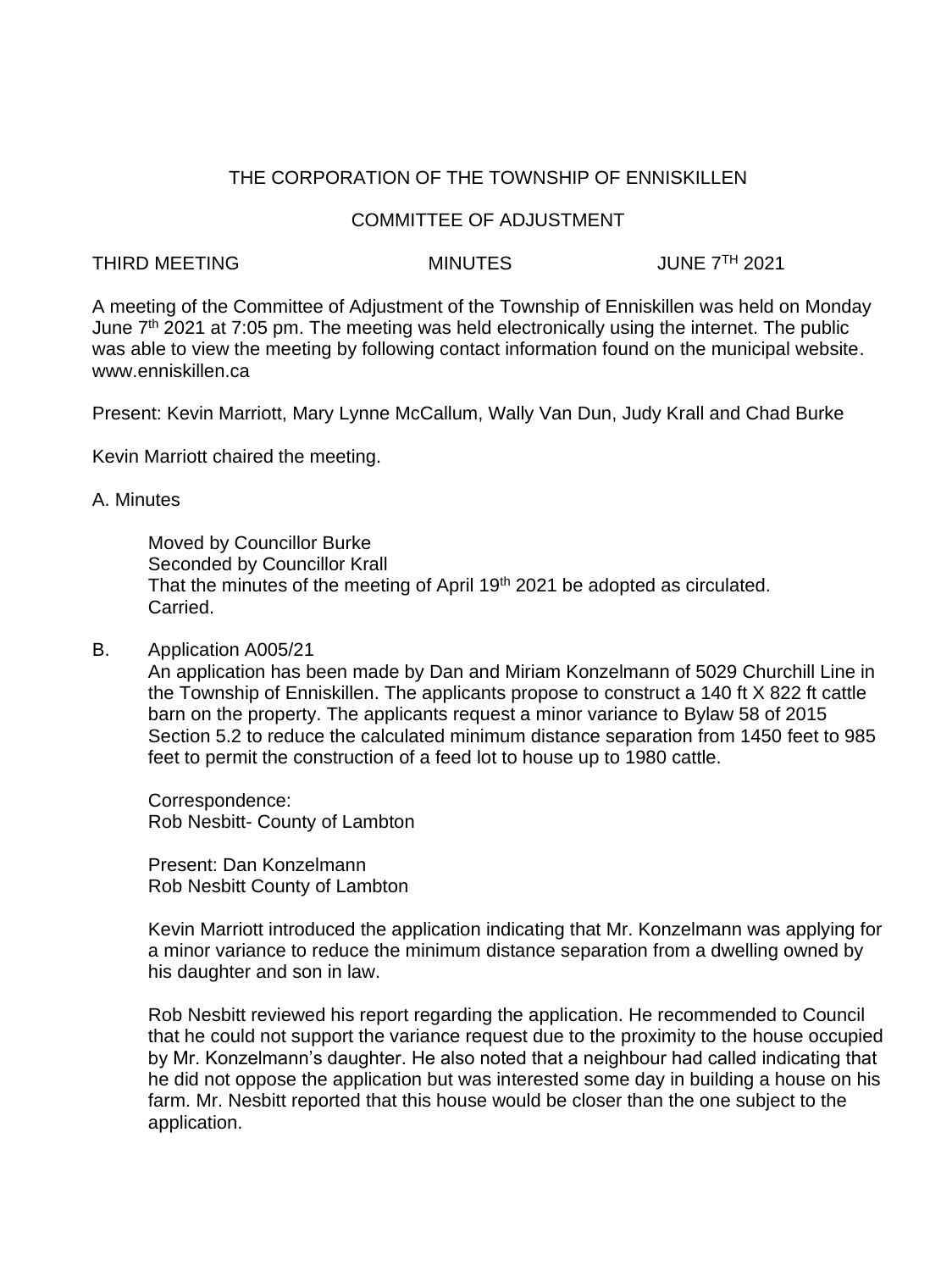THE CORPORATION OF THE TOWNSHIP OF ENNISKILLEN

COMMITTEE OF ADJUSTMENT

THIRD MEETING MINUTES JUNE 7TH 2021

A meeting of the Committee of Adjustment of the Township of Enniskillen was held on Monday June 7th 2021 at 7:05 pm. The meeting was held electronically using the internet. The public was able to view the meeting by following contact information found on the municipal website. www.enniskillen.ca

Present: Kevin Marriott, Mary Lynne McCallum, Wally Van Dun, Judy Krall and Chad Burke

Kevin Marriott chaired the meeting.

A. Minutes

Moved by Councillor Burke
Seconded by Councillor Krall
That the minutes of the meeting of April 19th 2021 be adopted as circulated.
Carried.

B. Application A005/21

An application has been made by Dan and Miriam Konzelmann of 5029 Churchill Line in the Township of Enniskillen. The applicants propose to construct a 140 ft X 822 ft cattle barn on the property. The applicants request a minor variance to Bylaw 58 of 2015 Section 5.2 to reduce the calculated minimum distance separation from 1450 feet to 985 feet to permit the construction of a feed lot to house up to 1980 cattle.

Correspondence:
Rob Nesbitt- County of Lambton

Present: Dan Konzelmann
Rob Nesbitt County of Lambton

Kevin Marriott introduced the application indicating that Mr. Konzelmann was applying for a minor variance to reduce the minimum distance separation from a dwelling owned by his daughter and son in law.

Rob Nesbitt reviewed his report regarding the application. He recommended to Council that he could not support the variance request due to the proximity to the house occupied by Mr. Konzelmann's daughter. He also noted that a neighbour had called indicating that he did not oppose the application but was interested some day in building a house on his farm. Mr. Nesbitt reported that this house would be closer than the one subject to the application.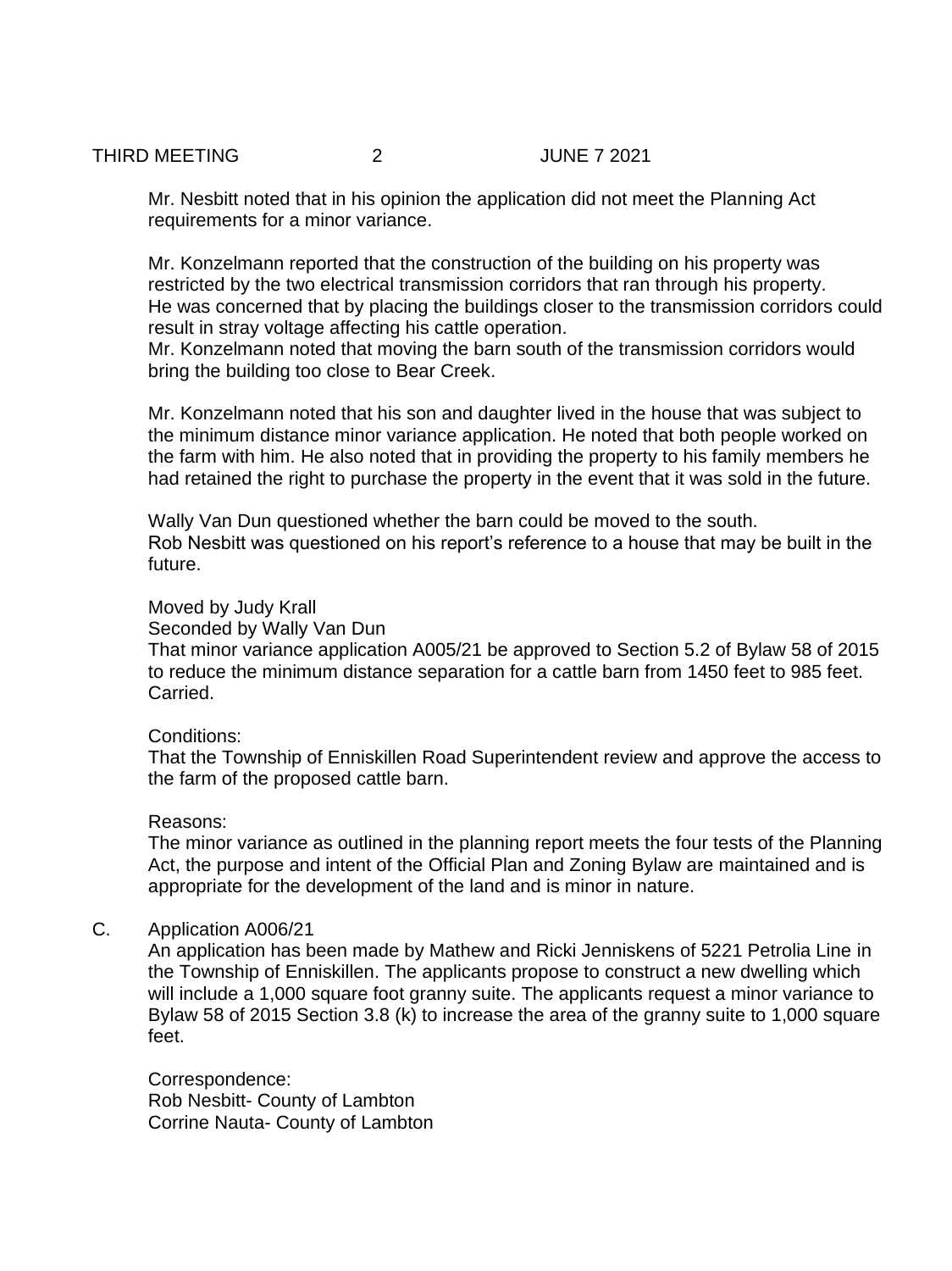Mr. Nesbitt noted that in his opinion the application did not meet the Planning Act requirements for a minor variance.

Mr. Konzelmann reported that the construction of the building on his property was restricted by the two electrical transmission corridors that ran through his property. He was concerned that by placing the buildings closer to the transmission corridors could result in stray voltage affecting his cattle operation.
Mr. Konzelmann noted that moving the barn south of the transmission corridors would bring the building too close to Bear Creek.

Mr. Konzelmann noted that his son and daughter lived in the house that was subject to the minimum distance minor variance application. He noted that both people worked on the farm with him. He also noted that in providing the property to his family members he had retained the right to purchase the property in the event that it was sold in the future.

Wally Van Dun questioned whether the barn could be moved to the south.
Rob Nesbitt was questioned on his report's reference to a house that may be built in the future.

Moved by Judy Krall
Seconded by Wally Van Dun
That minor variance application A005/21 be approved to Section 5.2 of Bylaw 58 of 2015 to reduce the minimum distance separation for a cattle barn from 1450 feet to 985 feet.
Carried.

Conditions:
That the Township of Enniskillen Road Superintendent review and approve the access to the farm of the proposed cattle barn.

Reasons:
The minor variance as outlined in the planning report meets the four tests of the Planning Act, the purpose and intent of the Official Plan and Zoning Bylaw are maintained and is appropriate for the development of the land and is minor in nature.

C. Application A006/21
An application has been made by Mathew and Ricki Jenniskens of 5221 Petrolia Line in the Township of Enniskillen. The applicants propose to construct a new dwelling which will include a 1,000 square foot granny suite. The applicants request a minor variance to Bylaw 58 of 2015 Section 3.8 (k) to increase the area of the granny suite to 1,000 square feet.

Correspondence:
Rob Nesbitt- County of Lambton
Corrine Nauta- County of Lambton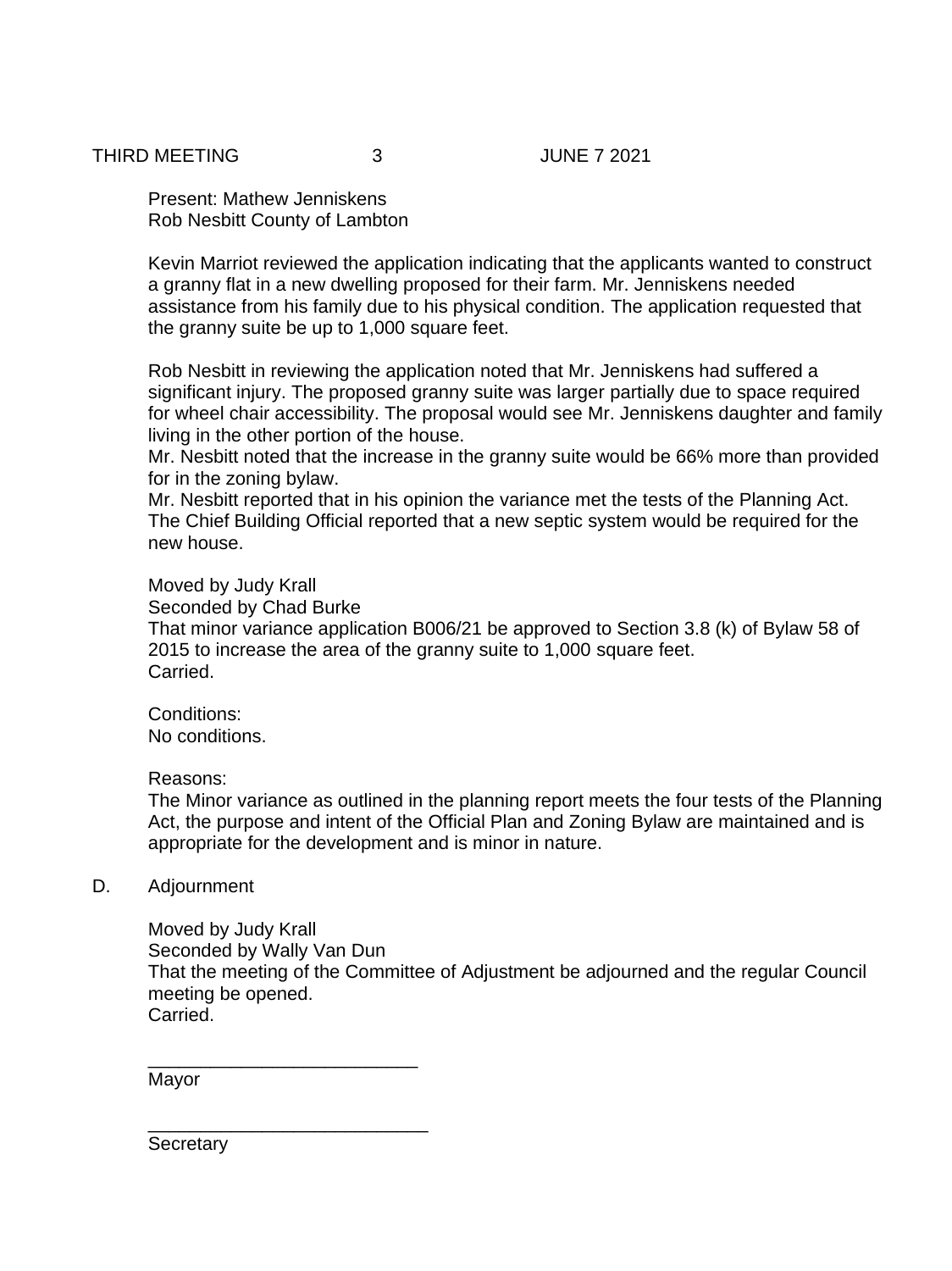Present: Mathew Jenniskens
Rob Nesbitt County of Lambton

Kevin Marriot reviewed the application indicating that the applicants wanted to construct a granny flat in a new dwelling proposed for their farm. Mr. Jenniskens needed assistance from his family due to his physical condition. The application requested that the granny suite be up to 1,000 square feet.

Rob Nesbitt in reviewing the application noted that Mr. Jenniskens had suffered a significant injury. The proposed granny suite was larger partially due to space required for wheel chair accessibility. The proposal would see Mr. Jenniskens daughter and family living in the other portion of the house.
Mr. Nesbitt noted that the increase in the granny suite would be 66% more than provided for in the zoning bylaw.
Mr. Nesbitt reported that in his opinion the variance met the tests of the Planning Act. The Chief Building Official reported that a new septic system would be required for the new house.

Moved by Judy Krall
Seconded by Chad Burke
That minor variance application B006/21 be approved to Section 3.8 (k) of Bylaw 58 of 2015 to increase the area of the granny suite to 1,000 square feet.
Carried.

Conditions:
No conditions.

Reasons:
The Minor variance as outlined in the planning report meets the four tests of the Planning Act, the purpose and intent of the Official Plan and Zoning Bylaw are maintained and is appropriate for the development and is minor in nature.

D. Adjournment

Moved by Judy Krall
Seconded by Wally Van Dun
That the meeting of the Committee of Adjustment be adjourned and the regular Council meeting be opened.
Carried.

___________________________
Mayor

___________________________
Secretary